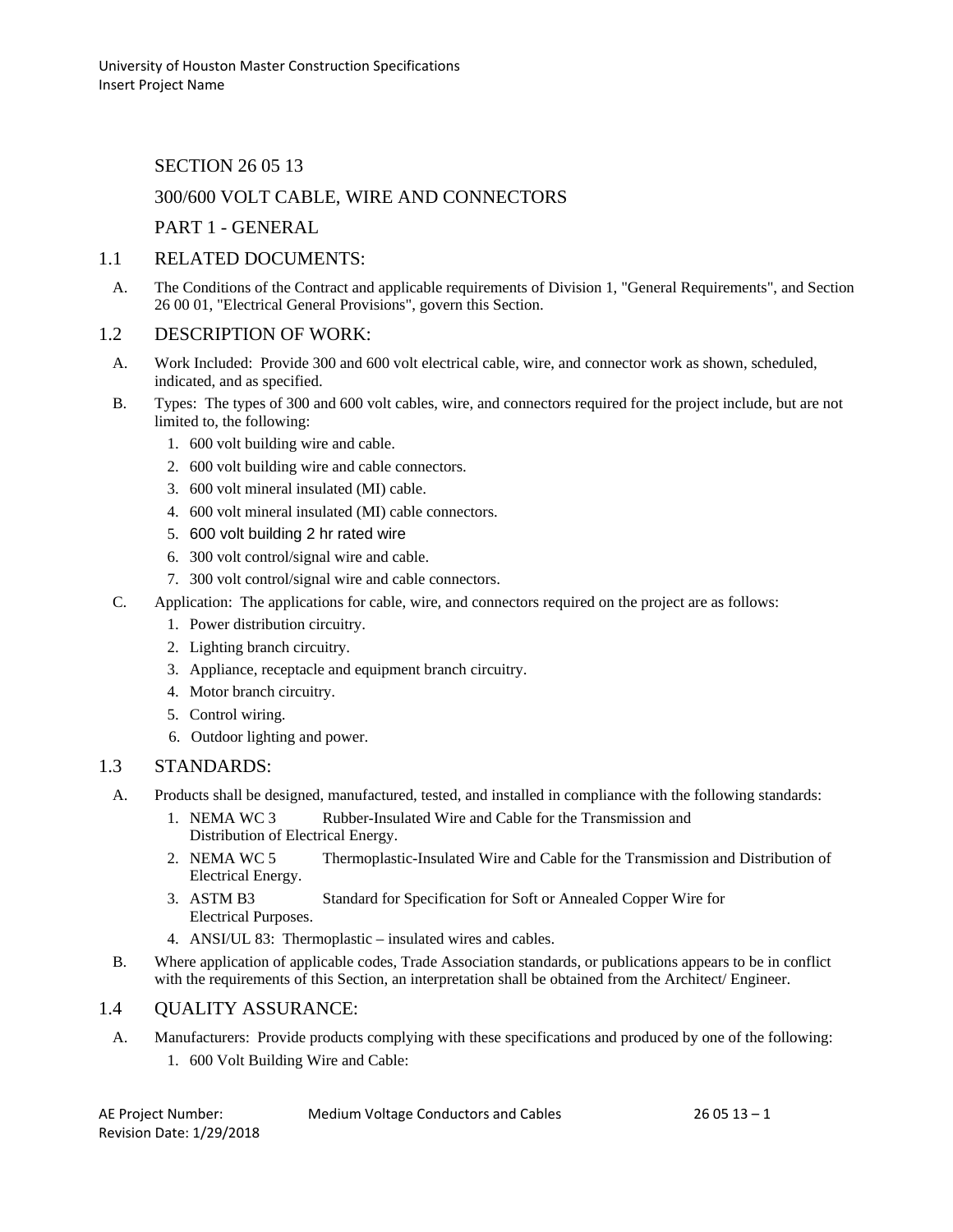# SECTION 26 05 13

# 300/600 VOLT CABLE, WIRE AND CONNECTORS

## PART 1 - GENERAL

### 1.1 RELATED DOCUMENTS:

A. The Conditions of the Contract and applicable requirements of Division 1, "General Requirements", and Section 26 00 01, "Electrical General Provisions", govern this Section.

### 1.2 DESCRIPTION OF WORK:

A. Work Included: Provide 300 and 600 volt electrical cable, wire, and connector work as shown, scheduled, indicated, and as specified.

B. Types: The types of 300 and 600 volt cables, wire, and connectors required for the project include, but are not limited to, the following:

1. 600 volt building wire and cable.
2. 600 volt building wire and cable connectors.
3. 600 volt mineral insulated (MI) cable.
4. 600 volt mineral insulated (MI) cable connectors.
5. 600 volt building 2 hr rated wire
6. 300 volt control/signal wire and cable.
7. 300 volt control/signal wire and cable connectors.

C. Application: The applications for cable, wire, and connectors required on the project are as follows:

1. Power distribution circuitry.
2. Lighting branch circuitry.
3. Appliance, receptacle and equipment branch circuitry.
4. Motor branch circuitry.
5. Control wiring.
6. Outdoor lighting and power.

### 1.3 STANDARDS:

A. Products shall be designed, manufactured, tested, and installed in compliance with the following standards:

1. NEMA WC 3 Rubber-Insulated Wire and Cable for the Transmission and Distribution of Electrical Energy.
2. NEMA WC 5 Thermoplastic-Insulated Wire and Cable for the Transmission and Distribution of Electrical Energy.
3. ASTM B3 Standard for Specification for Soft or Annealed Copper Wire for Electrical Purposes.
4. ANSI/UL 83: Thermoplastic – insulated wires and cables.

B. Where application of applicable codes, Trade Association standards, or publications appears to be in conflict with the requirements of this Section, an interpretation shall be obtained from the Architect/ Engineer.

### 1.4 QUALITY ASSURANCE:

A. Manufacturers: Provide products complying with these specifications and produced by one of the following:

1. 600 Volt Building Wire and Cable: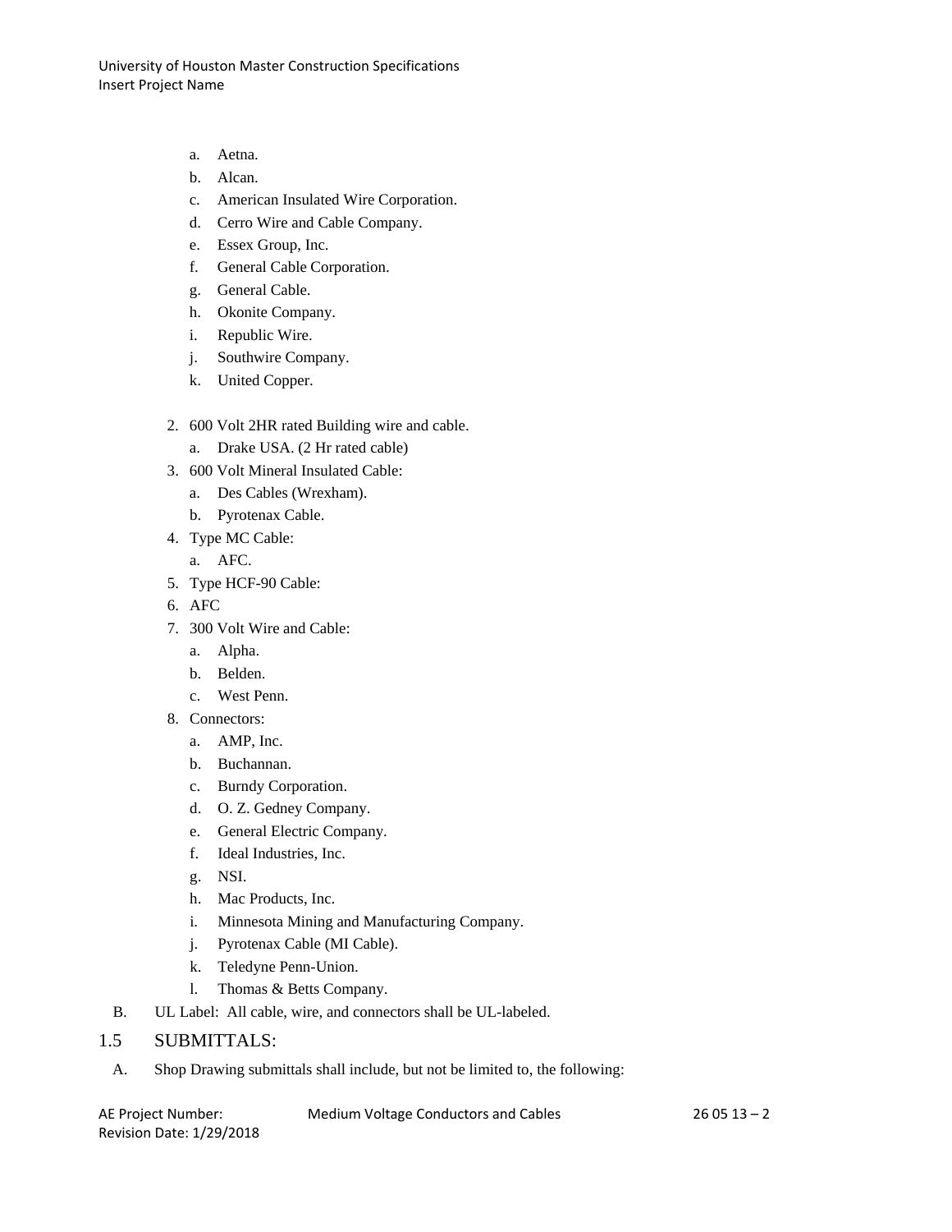a. Aetna.
b. Alcan.
c. American Insulated Wire Corporation.
d. Cerro Wire and Cable Company.
e. Essex Group, Inc.
f. General Cable Corporation.
g. General Cable.
h. Okonite Company.
i. Republic Wire.
j. Southwire Company.
k. United Copper.

2. 600 Volt 2HR rated Building wire and cable.
   a. Drake USA. (2 Hr rated cable)
3. 600 Volt Mineral Insulated Cable:
   a. Des Cables (Wrexham).
   b. Pyrotenax Cable.
4. Type MC Cable:
   a. AFC.
5. Type HCF-90 Cable:
6. AFC
7. 300 Volt Wire and Cable:
   a. Alpha.
   b. Belden.
   c. West Penn.
8. Connectors:
   a. AMP, Inc.
   b. Buchannan.
   c. Burndy Corporation.
   d. O. Z. Gedney Company.
   e. General Electric Company.
   f. Ideal Industries, Inc.
   g. NSI.
   h. Mac Products, Inc.
   i. Minnesota Mining and Manufacturing Company.
   j. Pyrotenax Cable (MI Cable).
   k. Teledyne Penn-Union.
   l. Thomas & Betts Company.

B. UL Label: All cable, wire, and connectors shall be UL-labeled.

## 1.5 SUBMITTALS:

A. Shop Drawing submittals shall include, but not be limited to, the following: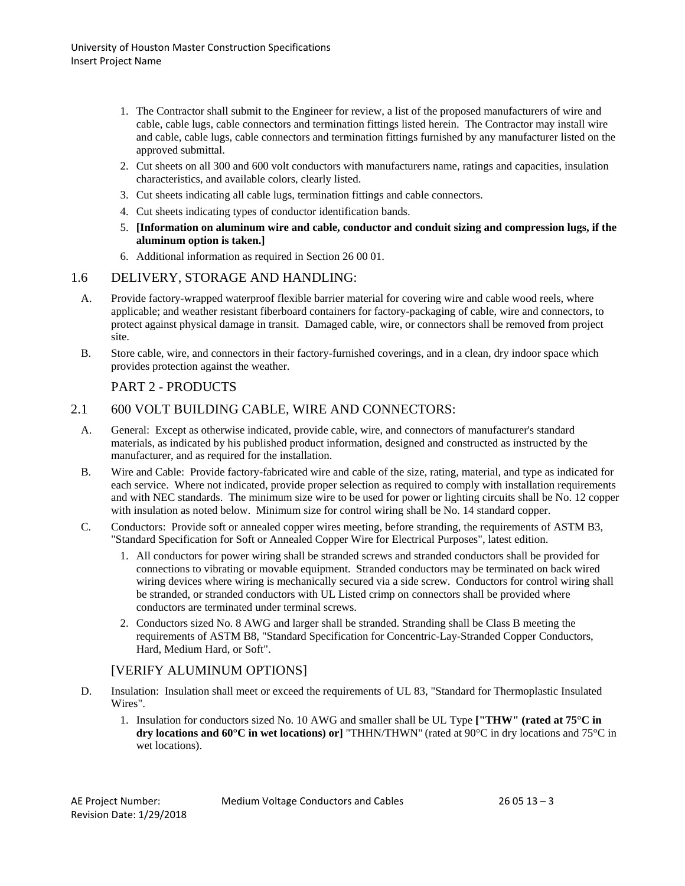1. The Contractor shall submit to the Engineer for review, a list of the proposed manufacturers of wire and cable, cable lugs, cable connectors and termination fittings listed herein. The Contractor may install wire and cable, cable lugs, cable connectors and termination fittings furnished by any manufacturer listed on the approved submittal.
2. Cut sheets on all 300 and 600 volt conductors with manufacturers name, ratings and capacities, insulation characteristics, and available colors, clearly listed.
3. Cut sheets indicating all cable lugs, termination fittings and cable connectors.
4. Cut sheets indicating types of conductor identification bands.
5. **[Information on aluminum wire and cable, conductor and conduit sizing and compression lugs, if the aluminum option is taken.]**
6. Additional information as required in Section 26 00 01.

## 1.6 DELIVERY, STORAGE AND HANDLING:

A. Provide factory-wrapped waterproof flexible barrier material for covering wire and cable wood reels, where applicable; and weather resistant fiberboard containers for factory-packaging of cable, wire and connectors, to protect against physical damage in transit. Damaged cable, wire, or connectors shall be removed from project site.

B. Store cable, wire, and connectors in their factory-furnished coverings, and in a clean, dry indoor space which provides protection against the weather.

# PART 2 - PRODUCTS

## 2.1 600 VOLT BUILDING CABLE, WIRE AND CONNECTORS:

A. General: Except as otherwise indicated, provide cable, wire, and connectors of manufacturer's standard materials, as indicated by his published product information, designed and constructed as instructed by the manufacturer, and as required for the installation.

B. Wire and Cable: Provide factory-fabricated wire and cable of the size, rating, material, and type as indicated for each service. Where not indicated, provide proper selection as required to comply with installation requirements and with NEC standards. The minimum size wire to be used for power or lighting circuits shall be No. 12 copper with insulation as noted below. Minimum size for control wiring shall be No. 14 standard copper.

C. Conductors: Provide soft or annealed copper wires meeting, before stranding, the requirements of ASTM B3, "Standard Specification for Soft or Annealed Copper Wire for Electrical Purposes", latest edition.

1. All conductors for power wiring shall be stranded screws and stranded conductors shall be provided for connections to vibrating or movable equipment. Stranded conductors may be terminated on back wired wiring devices where wiring is mechanically secured via a side screw. Conductors for control wiring shall be stranded, or stranded conductors with UL Listed crimp on connectors shall be provided where conductors are terminated under terminal screws.
2. Conductors sized No. 8 AWG and larger shall be stranded. Stranding shall be Class B meeting the requirements of ASTM B8, "Standard Specification for Concentric-Lay-Stranded Copper Conductors, Hard, Medium Hard, or Soft".

[VERIFY ALUMINUM OPTIONS]

D. Insulation: Insulation shall meet or exceed the requirements of UL 83, "Standard for Thermoplastic Insulated Wires".

1. Insulation for conductors sized No. 10 AWG and smaller shall be UL Type **["THW" (rated at 75°C in dry locations and 60°C in wet locations) or]** "THHN/THWN" (rated at 90°C in dry locations and 75°C in wet locations).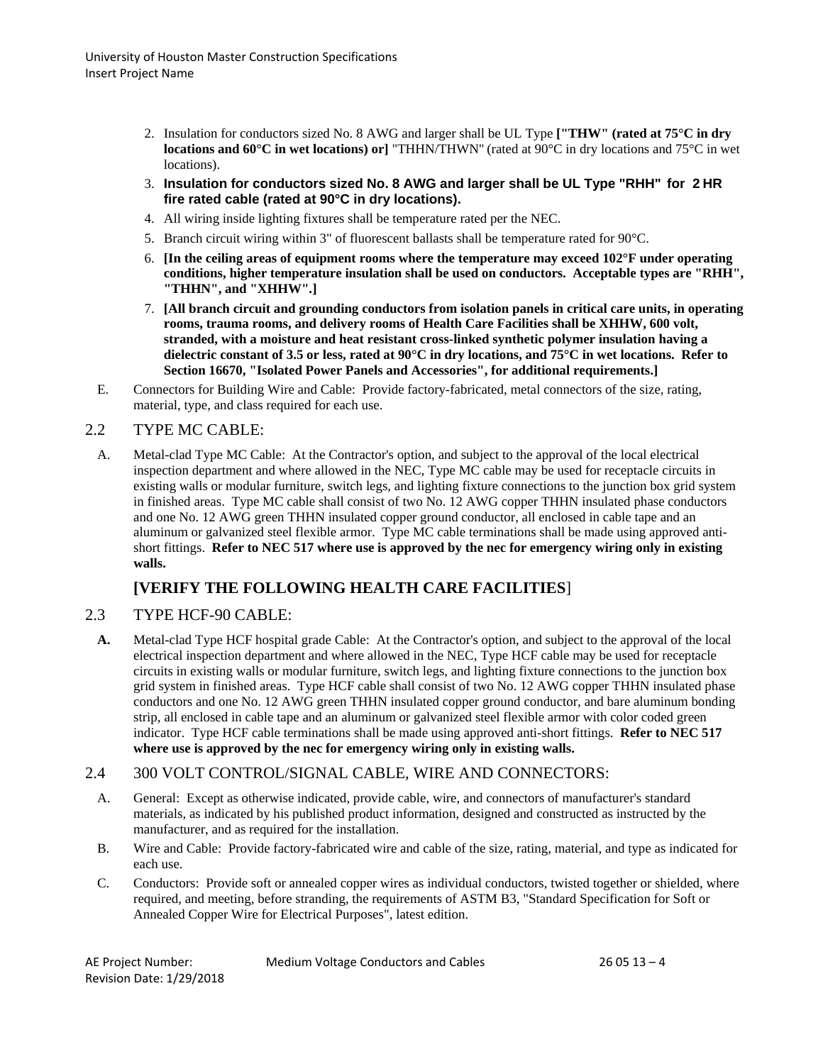2. Insulation for conductors sized No. 8 AWG and larger shall be UL Type **["THW" (rated at 75°C in dry locations and 60°C in wet locations) or]** "THHN/THWN" (rated at 90°C in dry locations and 75°C in wet locations).
3. **Insulation for conductors sized No. 8 AWG and larger shall be UL Type "RHH" for 2 HR fire rated cable (rated at 90°C in dry locations).**
4. All wiring inside lighting fixtures shall be temperature rated per the NEC.
5. Branch circuit wiring within 3" of fluorescent ballasts shall be temperature rated for 90°C.
6. **[In the ceiling areas of equipment rooms where the temperature may exceed 102°F under operating conditions, higher temperature insulation shall be used on conductors. Acceptable types are "RHH", "THHN", and "XHHW".]**
7. **[All branch circuit and grounding conductors from isolation panels in critical care units, in operating rooms, trauma rooms, and delivery rooms of Health Care Facilities shall be XHHW, 600 volt, stranded, with a moisture and heat resistant cross-linked synthetic polymer insulation having a dielectric constant of 3.5 or less, rated at 90°C in dry locations, and 75°C in wet locations. Refer to Section 16670, "Isolated Power Panels and Accessories", for additional requirements.]**

E. Connectors for Building Wire and Cable: Provide factory-fabricated, metal connectors of the size, rating, material, type, and class required for each use.

## 2.2 TYPE MC CABLE:

A. Metal-clad Type MC Cable: At the Contractor's option, and subject to the approval of the local electrical inspection department and where allowed in the NEC, Type MC cable may be used for receptacle circuits in existing walls or modular furniture, switch legs, and lighting fixture connections to the junction box grid system in finished areas. Type MC cable shall consist of two No. 12 AWG copper THHN insulated phase conductors and one No. 12 AWG green THHN insulated copper ground conductor, all enclosed in cable tape and an aluminum or galvanized steel flexible armor. Type MC cable terminations shall be made using approved anti-short fittings. **Refer to NEC 517 where use is approved by the nec for emergency wiring only in existing walls.**

**[VERIFY THE FOLLOWING HEALTH CARE FACILITIES**]

## 2.3 TYPE HCF-90 CABLE:

**A.** Metal-clad Type HCF hospital grade Cable: At the Contractor's option, and subject to the approval of the local electrical inspection department and where allowed in the NEC, Type HCF cable may be used for receptacle circuits in existing walls or modular furniture, switch legs, and lighting fixture connections to the junction box grid system in finished areas. Type HCF cable shall consist of two No. 12 AWG copper THHN insulated phase conductors and one No. 12 AWG green THHN insulated copper ground conductor, and bare aluminum bonding strip, all enclosed in cable tape and an aluminum or galvanized steel flexible armor with color coded green indicator. Type HCF cable terminations shall be made using approved anti-short fittings. **Refer to NEC 517 where use is approved by the nec for emergency wiring only in existing walls.**

## 2.4 300 VOLT CONTROL/SIGNAL CABLE, WIRE AND CONNECTORS:

A. General: Except as otherwise indicated, provide cable, wire, and connectors of manufacturer's standard materials, as indicated by his published product information, designed and constructed as instructed by the manufacturer, and as required for the installation.

B. Wire and Cable: Provide factory-fabricated wire and cable of the size, rating, material, and type as indicated for each use.

C. Conductors: Provide soft or annealed copper wires as individual conductors, twisted together or shielded, where required, and meeting, before stranding, the requirements of ASTM B3, "Standard Specification for Soft or Annealed Copper Wire for Electrical Purposes", latest edition.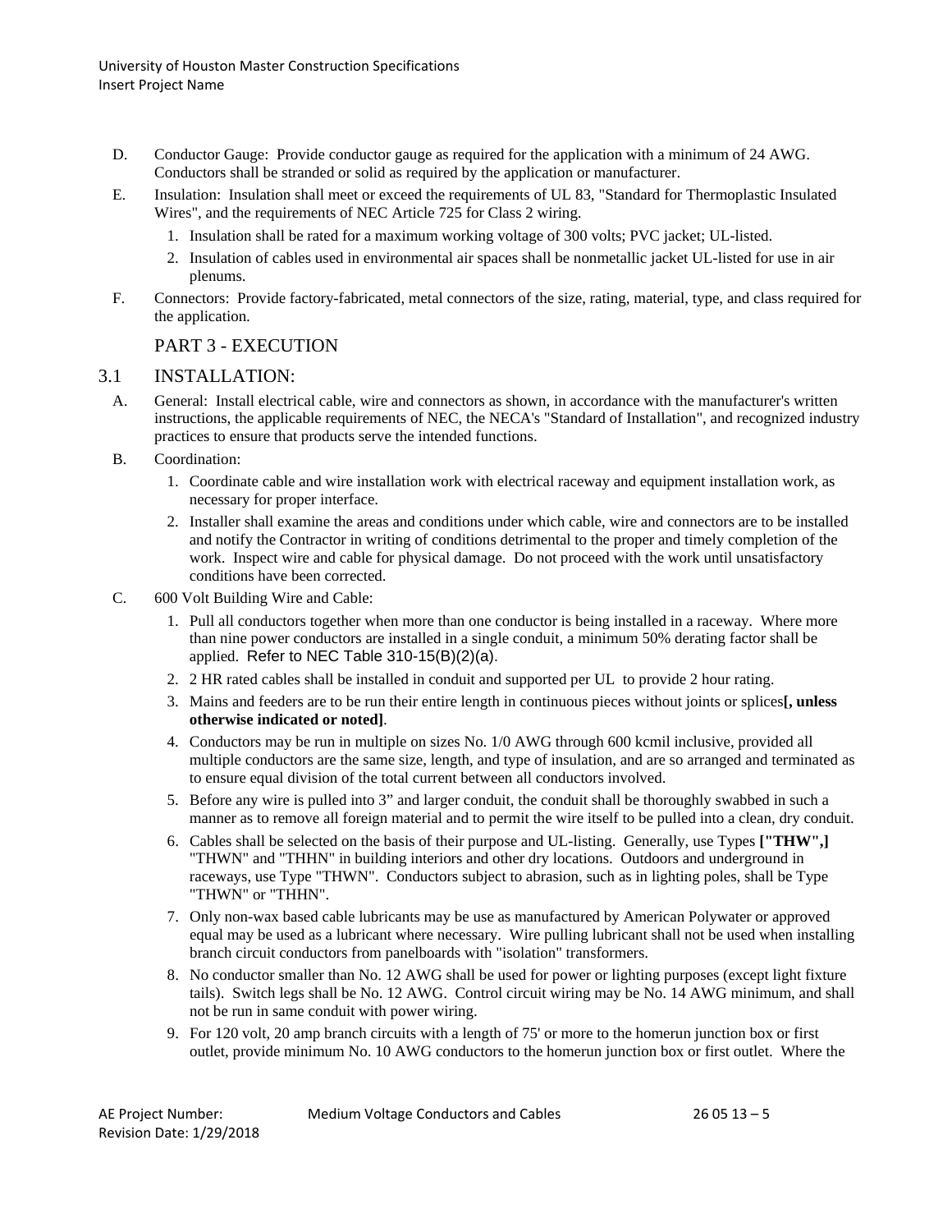D. Conductor Gauge: Provide conductor gauge as required for the application with a minimum of 24 AWG. Conductors shall be stranded or solid as required by the application or manufacturer.

E. Insulation: Insulation shall meet or exceed the requirements of UL 83, "Standard for Thermoplastic Insulated Wires", and the requirements of NEC Article 725 for Class 2 wiring.

1. Insulation shall be rated for a maximum working voltage of 300 volts; PVC jacket; UL-listed.
2. Insulation of cables used in environmental air spaces shall be nonmetallic jacket UL-listed for use in air plenums.

F. Connectors: Provide factory-fabricated, metal connectors of the size, rating, material, type, and class required for the application.

# PART 3 - EXECUTION

## 3.1 INSTALLATION:

A. General: Install electrical cable, wire and connectors as shown, in accordance with the manufacturer's written instructions, the applicable requirements of NEC, the NECA's "Standard of Installation", and recognized industry practices to ensure that products serve the intended functions.

B. Coordination:

1. Coordinate cable and wire installation work with electrical raceway and equipment installation work, as necessary for proper interface.
2. Installer shall examine the areas and conditions under which cable, wire and connectors are to be installed and notify the Contractor in writing of conditions detrimental to the proper and timely completion of the work. Inspect wire and cable for physical damage. Do not proceed with the work until unsatisfactory conditions have been corrected.

C. 600 Volt Building Wire and Cable:

1. Pull all conductors together when more than one conductor is being installed in a raceway. Where more than nine power conductors are installed in a single conduit, a minimum 50% derating factor shall be applied. Refer to NEC Table 310-15(B)(2)(a).
2. 2 HR rated cables shall be installed in conduit and supported per UL to provide 2 hour rating.
3. Mains and feeders are to be run their entire length in continuous pieces without joints or splices**[, unless otherwise indicated or noted]**.
4. Conductors may be run in multiple on sizes No. 1/0 AWG through 600 kcmil inclusive, provided all multiple conductors are the same size, length, and type of insulation, and are so arranged and terminated as to ensure equal division of the total current between all conductors involved.
5. Before any wire is pulled into 3” and larger conduit, the conduit shall be thoroughly swabbed in such a manner as to remove all foreign material and to permit the wire itself to be pulled into a clean, dry conduit.
6. Cables shall be selected on the basis of their purpose and UL-listing. Generally, use Types **["THW",]** "THWN" and "THHN" in building interiors and other dry locations. Outdoors and underground in raceways, use Type "THWN". Conductors subject to abrasion, such as in lighting poles, shall be Type "THWN" or "THHN".
7. Only non-wax based cable lubricants may be use as manufactured by American Polywater or approved equal may be used as a lubricant where necessary. Wire pulling lubricant shall not be used when installing branch circuit conductors from panelboards with "isolation" transformers.
8. No conductor smaller than No. 12 AWG shall be used for power or lighting purposes (except light fixture tails). Switch legs shall be No. 12 AWG. Control circuit wiring may be No. 14 AWG minimum, and shall not be run in same conduit with power wiring.
9. For 120 volt, 20 amp branch circuits with a length of 75' or more to the homerun junction box or first outlet, provide minimum No. 10 AWG conductors to the homerun junction box or first outlet. Where the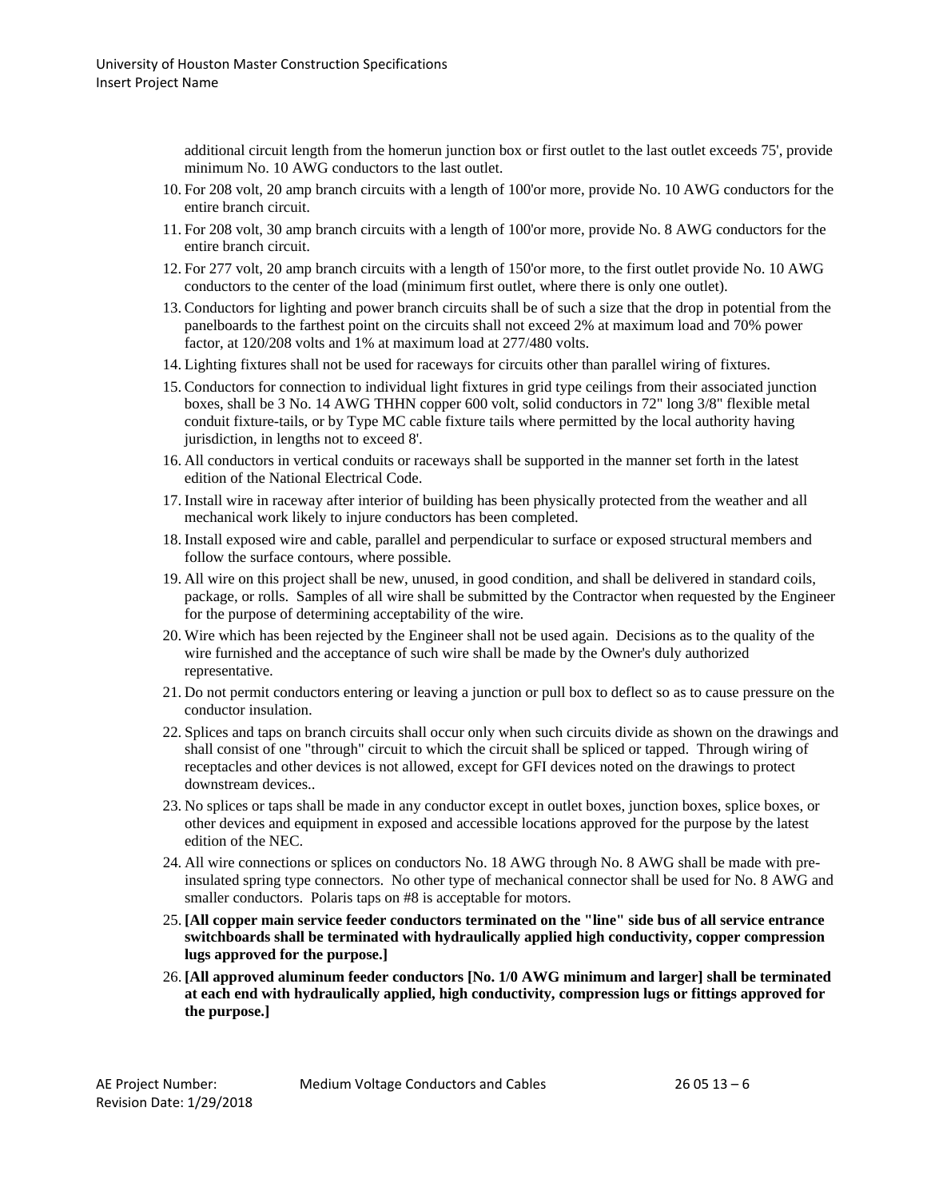additional circuit length from the homerun junction box or first outlet to the last outlet exceeds 75', provide minimum No. 10 AWG conductors to the last outlet.

10. For 208 volt, 20 amp branch circuits with a length of 100'or more, provide No. 10 AWG conductors for the entire branch circuit.
11. For 208 volt, 30 amp branch circuits with a length of 100'or more, provide No. 8 AWG conductors for the entire branch circuit.
12. For 277 volt, 20 amp branch circuits with a length of 150'or more, to the first outlet provide No. 10 AWG conductors to the center of the load (minimum first outlet, where there is only one outlet).
13. Conductors for lighting and power branch circuits shall be of such a size that the drop in potential from the panelboards to the farthest point on the circuits shall not exceed 2% at maximum load and 70% power factor, at 120/208 volts and 1% at maximum load at 277/480 volts.
14. Lighting fixtures shall not be used for raceways for circuits other than parallel wiring of fixtures.
15. Conductors for connection to individual light fixtures in grid type ceilings from their associated junction boxes, shall be 3 No. 14 AWG THHN copper 600 volt, solid conductors in 72" long 3/8" flexible metal conduit fixture-tails, or by Type MC cable fixture tails where permitted by the local authority having jurisdiction, in lengths not to exceed 8'.
16. All conductors in vertical conduits or raceways shall be supported in the manner set forth in the latest edition of the National Electrical Code.
17. Install wire in raceway after interior of building has been physically protected from the weather and all mechanical work likely to injure conductors has been completed.
18. Install exposed wire and cable, parallel and perpendicular to surface or exposed structural members and follow the surface contours, where possible.
19. All wire on this project shall be new, unused, in good condition, and shall be delivered in standard coils, package, or rolls. Samples of all wire shall be submitted by the Contractor when requested by the Engineer for the purpose of determining acceptability of the wire.
20. Wire which has been rejected by the Engineer shall not be used again. Decisions as to the quality of the wire furnished and the acceptance of such wire shall be made by the Owner's duly authorized representative.
21. Do not permit conductors entering or leaving a junction or pull box to deflect so as to cause pressure on the conductor insulation.
22. Splices and taps on branch circuits shall occur only when such circuits divide as shown on the drawings and shall consist of one "through" circuit to which the circuit shall be spliced or tapped. Through wiring of receptacles and other devices is not allowed, except for GFI devices noted on the drawings to protect downstream devices..
23. No splices or taps shall be made in any conductor except in outlet boxes, junction boxes, splice boxes, or other devices and equipment in exposed and accessible locations approved for the purpose by the latest edition of the NEC.
24. All wire connections or splices on conductors No. 18 AWG through No. 8 AWG shall be made with pre-insulated spring type connectors. No other type of mechanical connector shall be used for No. 8 AWG and smaller conductors. Polaris taps on #8 is acceptable for motors.
25. **[All copper main service feeder conductors terminated on the "line" side bus of all service entrance switchboards shall be terminated with hydraulically applied high conductivity, copper compression lugs approved for the purpose.]**
26. **[All approved aluminum feeder conductors [No. 1/0 AWG minimum and larger] shall be terminated at each end with hydraulically applied, high conductivity, compression lugs or fittings approved for the purpose.]**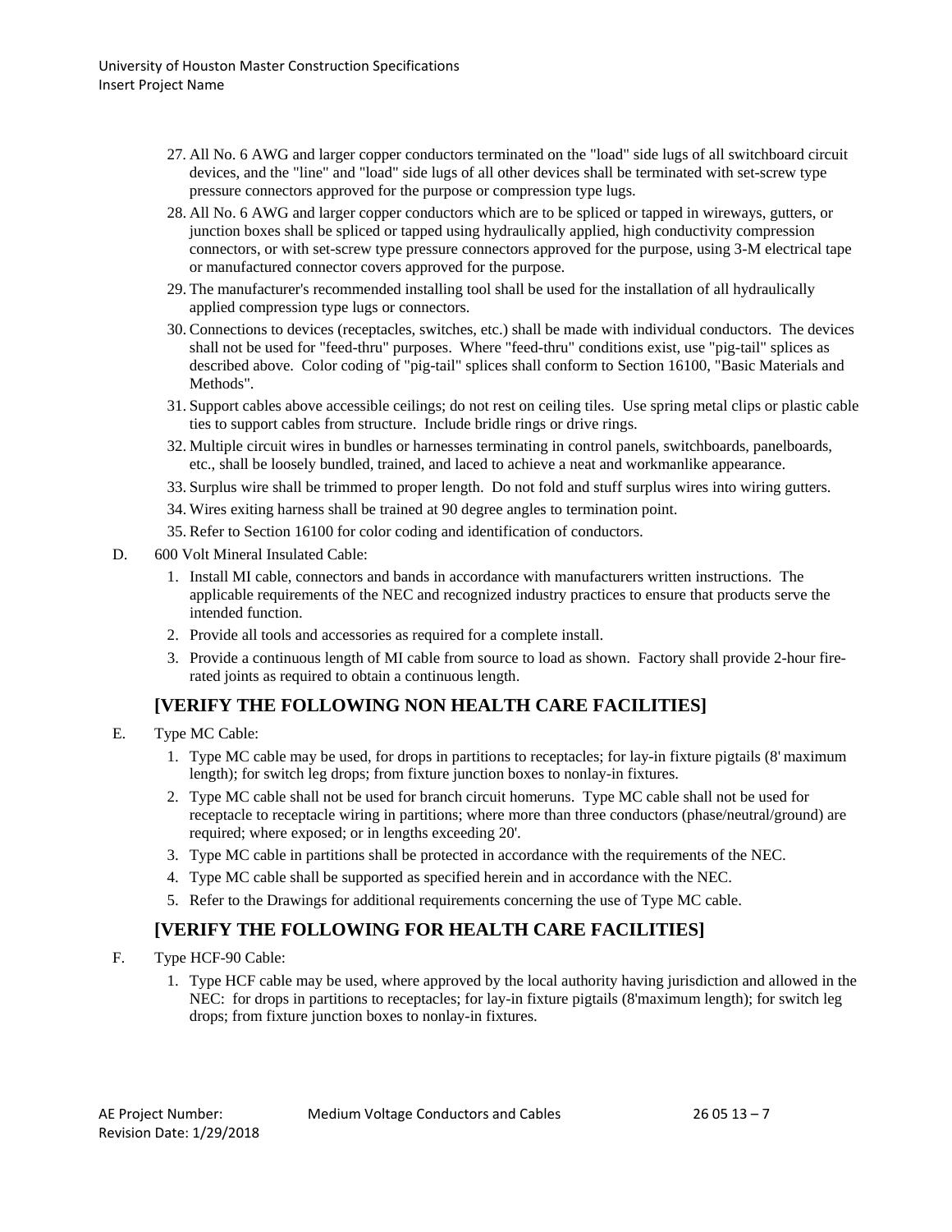27. All No. 6 AWG and larger copper conductors terminated on the "load" side lugs of all switchboard circuit devices, and the "line" and "load" side lugs of all other devices shall be terminated with set-screw type pressure connectors approved for the purpose or compression type lugs.
28. All No. 6 AWG and larger copper conductors which are to be spliced or tapped in wireways, gutters, or junction boxes shall be spliced or tapped using hydraulically applied, high conductivity compression connectors, or with set-screw type pressure connectors approved for the purpose, using 3-M electrical tape or manufactured connector covers approved for the purpose.
29. The manufacturer's recommended installing tool shall be used for the installation of all hydraulically applied compression type lugs or connectors.
30. Connections to devices (receptacles, switches, etc.) shall be made with individual conductors. The devices shall not be used for "feed-thru" purposes. Where "feed-thru" conditions exist, use "pig-tail" splices as described above. Color coding of "pig-tail" splices shall conform to Section 16100, "Basic Materials and Methods".
31. Support cables above accessible ceilings; do not rest on ceiling tiles. Use spring metal clips or plastic cable ties to support cables from structure. Include bridle rings or drive rings.
32. Multiple circuit wires in bundles or harnesses terminating in control panels, switchboards, panelboards, etc., shall be loosely bundled, trained, and laced to achieve a neat and workmanlike appearance.
33. Surplus wire shall be trimmed to proper length. Do not fold and stuff surplus wires into wiring gutters.
34. Wires exiting harness shall be trained at 90 degree angles to termination point.
35. Refer to Section 16100 for color coding and identification of conductors.

D. 600 Volt Mineral Insulated Cable:
   1. Install MI cable, connectors and bands in accordance with manufacturers written instructions. The applicable requirements of the NEC and recognized industry practices to ensure that products serve the intended function.
   2. Provide all tools and accessories as required for a complete install.
   3. Provide a continuous length of MI cable from source to load as shown. Factory shall provide 2-hour fire-rated joints as required to obtain a continuous length.

## [VERIFY THE FOLLOWING NON HEALTH CARE FACILITIES]

E. Type MC Cable:
   1. Type MC cable may be used, for drops in partitions to receptacles; for lay-in fixture pigtails (8' maximum length); for switch leg drops; from fixture junction boxes to nonlay-in fixtures.
   2. Type MC cable shall not be used for branch circuit homeruns. Type MC cable shall not be used for receptacle to receptacle wiring in partitions; where more than three conductors (phase/neutral/ground) are required; where exposed; or in lengths exceeding 20'.
   3. Type MC cable in partitions shall be protected in accordance with the requirements of the NEC.
   4. Type MC cable shall be supported as specified herein and in accordance with the NEC.
   5. Refer to the Drawings for additional requirements concerning the use of Type MC cable.

## [VERIFY THE FOLLOWING FOR HEALTH CARE FACILITIES]

F. Type HCF-90 Cable:
   1. Type HCF cable may be used, where approved by the local authority having jurisdiction and allowed in the NEC: for drops in partitions to receptacles; for lay-in fixture pigtails (8'maximum length); for switch leg drops; from fixture junction boxes to nonlay-in fixtures.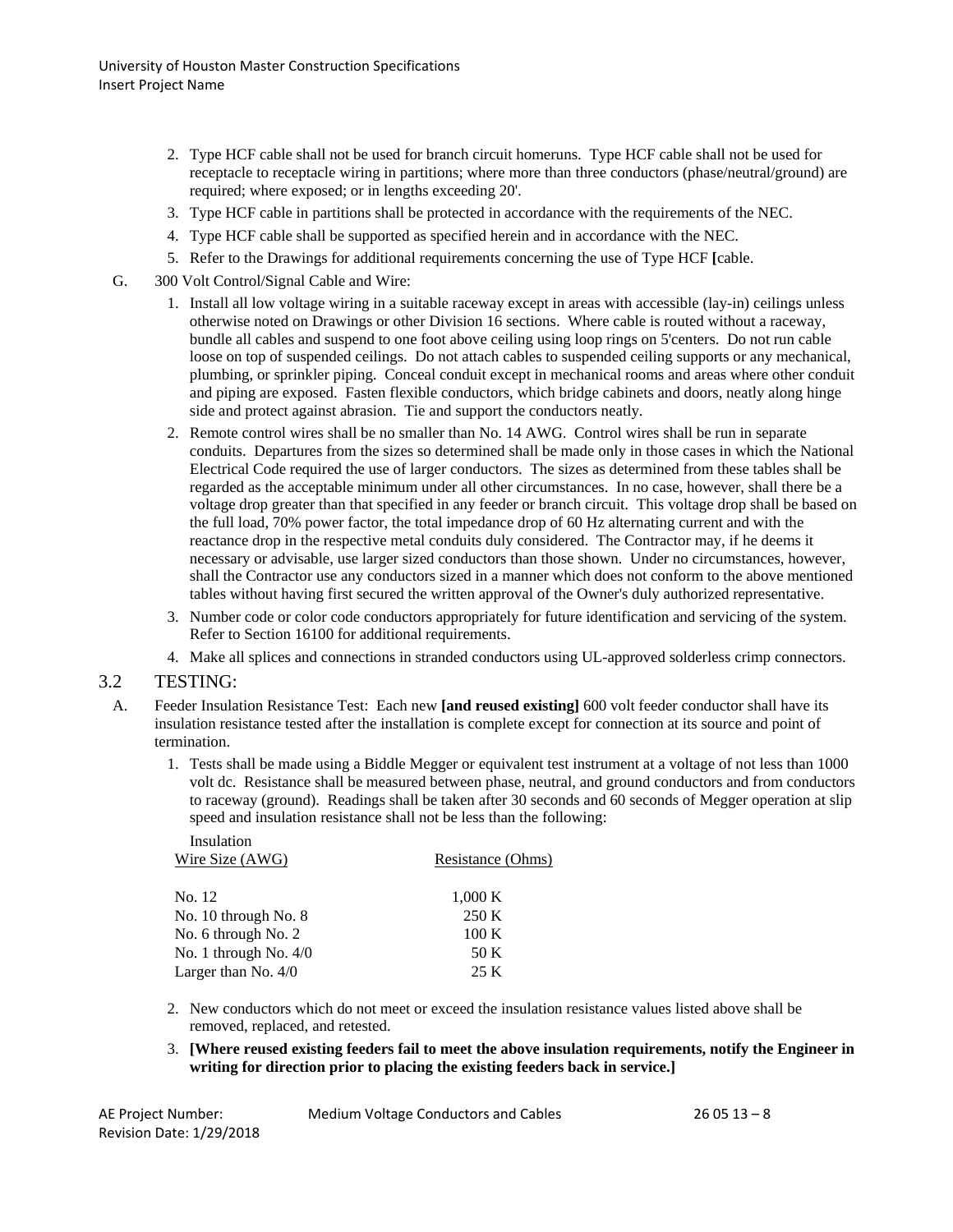2. Type HCF cable shall not be used for branch circuit homeruns. Type HCF cable shall not be used for receptacle to receptacle wiring in partitions; where more than three conductors (phase/neutral/ground) are required; where exposed; or in lengths exceeding 20'.
3. Type HCF cable in partitions shall be protected in accordance with the requirements of the NEC.
4. Type HCF cable shall be supported as specified herein and in accordance with the NEC.
5. Refer to the Drawings for additional requirements concerning the use of Type HCF **[**cable.

G. 300 Volt Control/Signal Cable and Wire:

1. Install all low voltage wiring in a suitable raceway except in areas with accessible (lay-in) ceilings unless otherwise noted on Drawings or other Division 16 sections. Where cable is routed without a raceway, bundle all cables and suspend to one foot above ceiling using loop rings on 5'centers. Do not run cable loose on top of suspended ceilings. Do not attach cables to suspended ceiling supports or any mechanical, plumbing, or sprinkler piping. Conceal conduit except in mechanical rooms and areas where other conduit and piping are exposed. Fasten flexible conductors, which bridge cabinets and doors, neatly along hinge side and protect against abrasion. Tie and support the conductors neatly.
2. Remote control wires shall be no smaller than No. 14 AWG. Control wires shall be run in separate conduits. Departures from the sizes so determined shall be made only in those cases in which the National Electrical Code required the use of larger conductors. The sizes as determined from these tables shall be regarded as the acceptable minimum under all other circumstances. In no case, however, shall there be a voltage drop greater than that specified in any feeder or branch circuit. This voltage drop shall be based on the full load, 70% power factor, the total impedance drop of 60 Hz alternating current and with the reactance drop in the respective metal conduits duly considered. The Contractor may, if he deems it necessary or advisable, use larger sized conductors than those shown. Under no circumstances, however, shall the Contractor use any conductors sized in a manner which does not conform to the above mentioned tables without having first secured the written approval of the Owner's duly authorized representative.
3. Number code or color code conductors appropriately for future identification and servicing of the system. Refer to Section 16100 for additional requirements.
4. Make all splices and connections in stranded conductors using UL-approved solderless crimp connectors.

## 3.2 TESTING:

A. Feeder Insulation Resistance Test: Each new **[and reused existing]** 600 volt feeder conductor shall have its insulation resistance tested after the installation is complete except for connection at its source and point of termination.

1. Tests shall be made using a Biddle Megger or equivalent test instrument at a voltage of not less than 1000 volt dc. Resistance shall be measured between phase, neutral, and ground conductors and from conductors to raceway (ground). Readings shall be taken after 30 seconds and 60 seconds of Megger operation at slip speed and insulation resistance shall not be less than the following:

| Wire Size (AWG) | Insulation Resistance (Ohms) |
|---|---|
| No. 12 | 1,000 K |
| No. 10 through No. 8 | 250 K |
| No. 6 through No. 2 | 100 K |
| No. 1 through No. 4/0 | 50 K |
| Larger than No. 4/0 | 25 K |

2. New conductors which do not meet or exceed the insulation resistance values listed above shall be removed, replaced, and retested.
3. **[Where reused existing feeders fail to meet the above insulation requirements, notify the Engineer in writing for direction prior to placing the existing feeders back in service.]**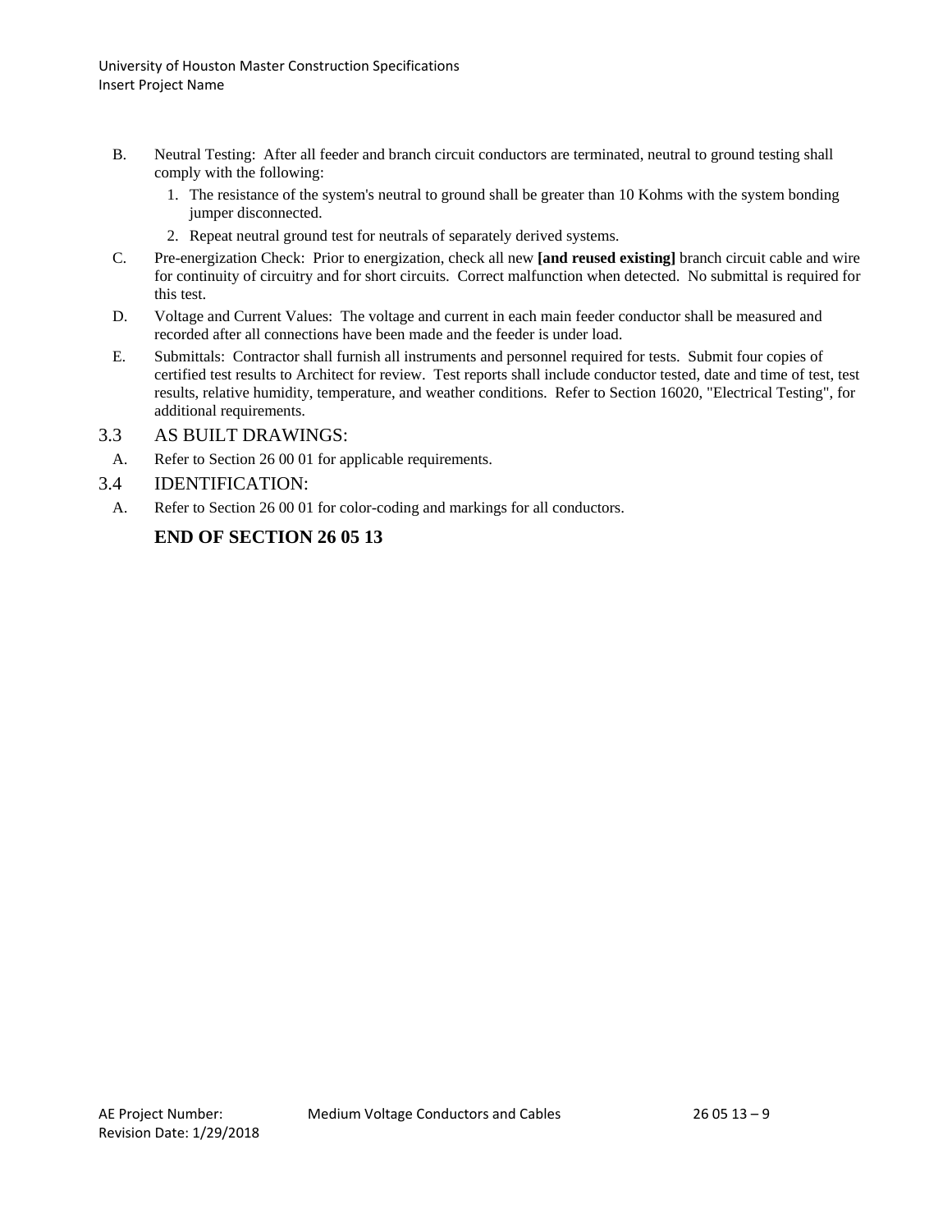B. Neutral Testing: After all feeder and branch circuit conductors are terminated, neutral to ground testing shall comply with the following:

1. The resistance of the system's neutral to ground shall be greater than 10 Kohms with the system bonding jumper disconnected.
2. Repeat neutral ground test for neutrals of separately derived systems.

C. Pre-energization Check: Prior to energization, check all new **[and reused existing]** branch circuit cable and wire for continuity of circuitry and for short circuits. Correct malfunction when detected. No submittal is required for this test.

D. Voltage and Current Values: The voltage and current in each main feeder conductor shall be measured and recorded after all connections have been made and the feeder is under load.

E. Submittals: Contractor shall furnish all instruments and personnel required for tests. Submit four copies of certified test results to Architect for review. Test reports shall include conductor tested, date and time of test, test results, relative humidity, temperature, and weather conditions. Refer to Section 16020, "Electrical Testing", for additional requirements.

## 3.3 AS BUILT DRAWINGS:

A. Refer to Section 26 00 01 for applicable requirements.

## 3.4 IDENTIFICATION:

A. Refer to Section 26 00 01 for color-coding and markings for all conductors.

**END OF SECTION 26 05 13**